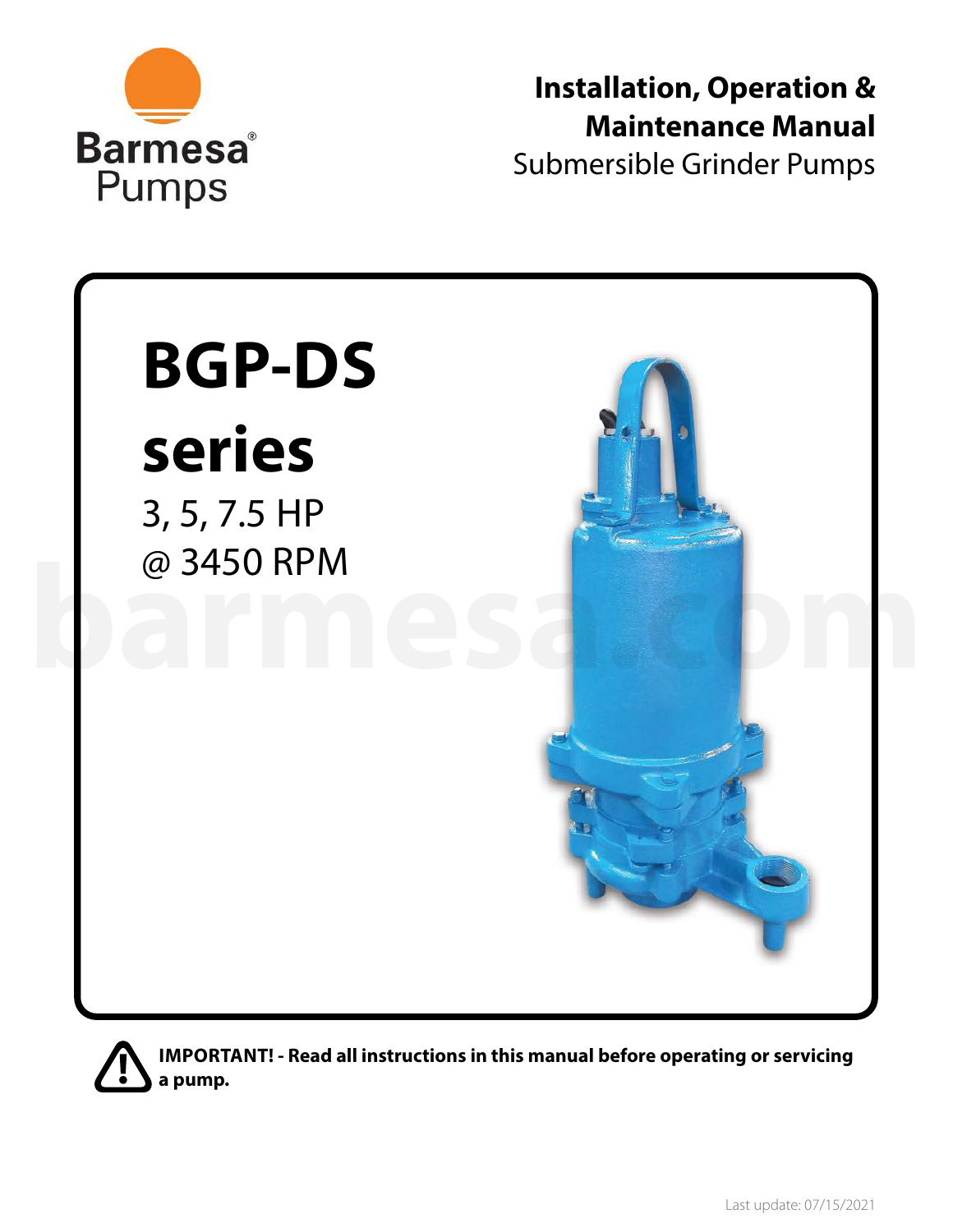Barmesa® Pumps

# Installation, Operation & Maintenance Manual

Submersible Grinder Pumps

# BGP-DS series

3, 5, 7.5 HP
@ 3450 RPM

**IMPORTANT! - Read all instructions in this manual before operating or servicing a pump.**

Last update: 07/15/2021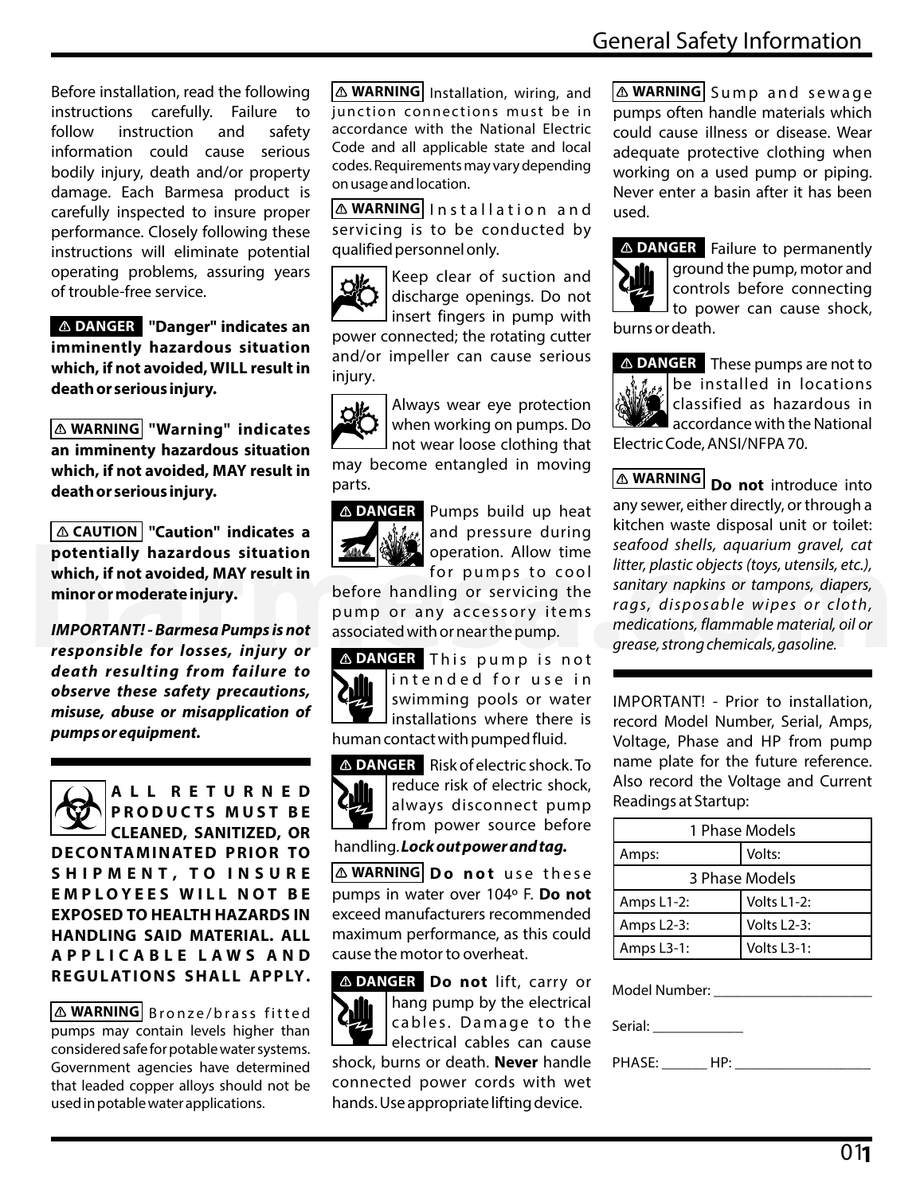# General Safety Information

Before installation, read the following instructions carefully. Failure to follow instruction and safety information could cause serious bodily injury, death and/or property damage. Each Barmesa product is carefully inspected to insure proper performance. Closely following these instructions will eliminate potential operating problems, assuring years of trouble-free service.

**⚠ DANGER "Danger" indicates an imminently hazardous situation which, if not avoided, WILL result in death or serious injury.**

**⚠ WARNING "Warning" indicates an imminenty hazardous situation which, if not avoided, MAY result in death or serious injury.**

**⚠ CAUTION "Caution" indicates a potentially hazardous situation which, if not avoided, MAY result in minor or moderate injury.**

***IMPORTANT! - Barmesa Pumps is not responsible for losses, injury or death resulting from failure to observe these safety precautions, misuse, abuse or misapplication of pumps or equipment.***

**ALL RETURNED PRODUCTS MUST BE CLEANED, SANITIZED, OR DECONTAMINATED PRIOR TO SHIPMENT, TO INSURE EMPLOYEES WILL NOT BE EXPOSED TO HEALTH HAZARDS IN HANDLING SAID MATERIAL. ALL APPLICABLE LAWS AND REGULATIONS SHALL APPLY.**

**⚠ WARNING** Bronze/brass fitted pumps may contain levels higher than considered safe for potable water systems. Government agencies have determined that leaded copper alloys should not be used in potable water applications.

**⚠ WARNING** Installation, wiring, and junction connections must be in accordance with the National Electric Code and all applicable state and local codes. Requirements may vary depending on usage and location.

**⚠ WARNING** Installation and servicing is to be conducted by qualified personnel only.

Keep clear of suction and discharge openings. Do not insert fingers in pump with power connected; the rotating cutter and/or impeller can cause serious injury.

Always wear eye protection when working on pumps. Do not wear loose clothing that may become entangled in moving parts.

**⚠ DANGER** Pumps build up heat and pressure during operation. Allow time for pumps to cool before handling or servicing the pump or any accessory items associated with or near the pump.

**⚠ DANGER** This pump is not intended for use in swimming pools or water installations where there is human contact with pumped fluid.

**⚠ DANGER** Risk of electric shock. To reduce risk of electric shock, always disconnect pump from power source before handling. ***Lock out power and tag.***

**⚠ WARNING Do not** use these pumps in water over 104º F. **Do not** exceed manufacturers recommended maximum performance, as this could cause the motor to overheat.

**⚠ DANGER Do not** lift, carry or hang pump by the electrical cables. Damage to the electrical cables can cause shock, burns or death. **Never** handle connected power cords with wet hands. Use appropriate lifting device.

**⚠ WARNING** Sump and sewage pumps often handle materials which could cause illness or disease. Wear adequate protective clothing when working on a used pump or piping. Never enter a basin after it has been used.

**⚠ DANGER** Failure to permanently ground the pump, motor and controls before connecting to power can cause shock, burns or death.

**⚠ DANGER** These pumps are not to be installed in locations classified as hazardous in accordance with the National Electric Code, ANSI/NFPA 70.

**⚠ WARNING Do not** introduce into any sewer, either directly, or through a kitchen waste disposal unit or toilet: *seafood shells, aquarium gravel, cat litter, plastic objects (toys, utensils, etc.), sanitary napkins or tampons, diapers, rags, disposable wipes or cloth, medications, flammable material, oil or grease, strong chemicals, gasoline.*

IMPORTANT! - Prior to installation, record Model Number, Serial, Amps, Voltage, Phase and HP from pump name plate for the future reference. Also record the Voltage and Current Readings at Startup:

| 1 Phase Models | |
|---|---|
| Amps: | Volts: |
| **3 Phase Models** | |
| Amps L1-2: | Volts L1-2: |
| Amps L2-3: | Volts L2-3: |
| Amps L3-1: | Volts L3-1: |

Model Number: ____________________

Serial: ____________

PHASE: ______ HP: ________________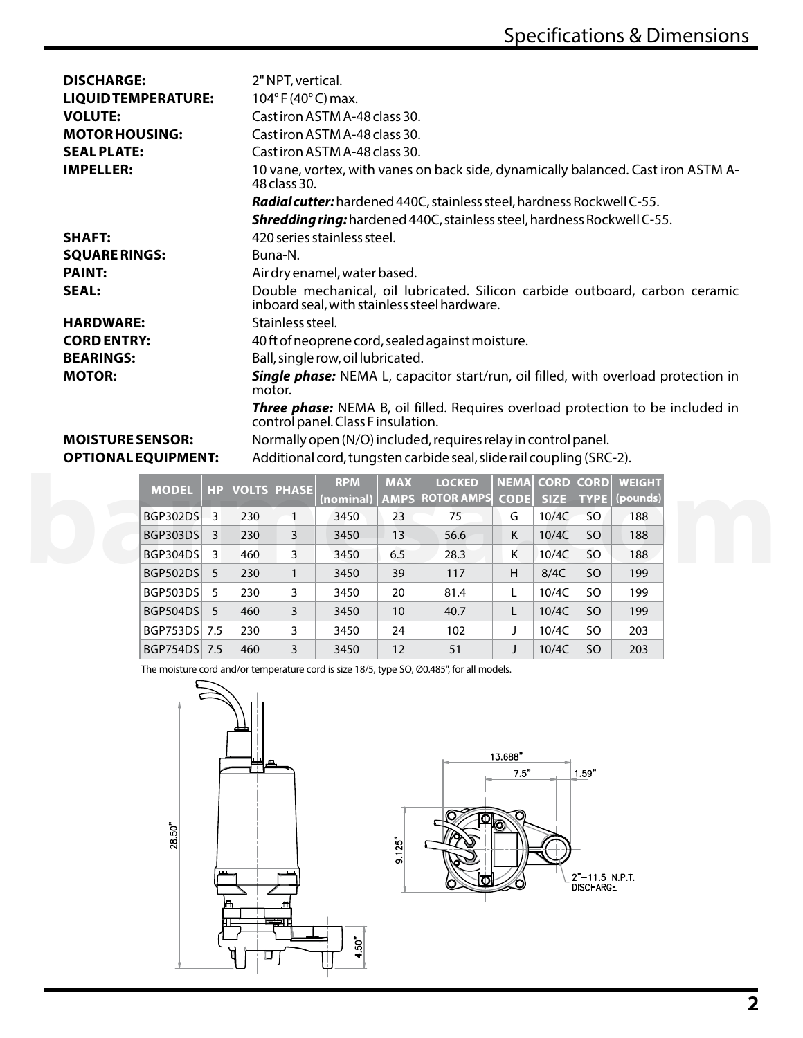# Specifications & Dimensions

**DISCHARGE:** 2" NPT, vertical.

**LIQUID TEMPERATURE:** 104° F (40° C) max.

**VOLUTE:** Cast iron ASTM A-48 class 30.

**MOTOR HOUSING:** Cast iron ASTM A-48 class 30.

**SEAL PLATE:** Cast iron ASTM A-48 class 30.

**IMPELLER:** 10 vane, vortex, with vanes on back side, dynamically balanced. Cast iron ASTM A-48 class 30.

***Radial cutter:*** hardened 440C, stainless steel, hardness Rockwell C-55.

***Shredding ring:*** hardened 440C, stainless steel, hardness Rockwell C-55.

**SHAFT:** 420 series stainless steel.

**SQUARE RINGS:** Buna-N.

**PAINT:** Air dry enamel, water based.

**SEAL:** Double mechanical, oil lubricated. Silicon carbide outboard, carbon ceramic inboard seal, with stainless steel hardware.

**HARDWARE:** Stainless steel.

**CORD ENTRY:** 40 ft of neoprene cord, sealed against moisture.

**BEARINGS:** Ball, single row, oil lubricated.

**MOTOR:** ***Single phase:*** NEMA L, capacitor start/run, oil filled, with overload protection in motor.

***Three phase:*** NEMA B, oil filled. Requires overload protection to be included in control panel. Class F insulation.

**MOISTURE SENSOR:** Normally open (N/O) included, requires relay in control panel.

**OPTIONAL EQUIPMENT:** Additional cord, tungsten carbide seal, slide rail coupling (SRC-2).

| MODEL | HP | VOLTS | PHASE | RPM (nominal) | MAX AMPS | LOCKED ROTOR AMPS | NEMA CODE | CORD SIZE | CORD TYPE | WEIGHT (pounds) |
|---|---|---|---|---|---|---|---|---|---|---|
| BGP302DS | 3 | 230 | 1 | 3450 | 23 | 75 | G | 10/4C | SO | 188 |
| BGP303DS | 3 | 230 | 3 | 3450 | 13 | 56.6 | K | 10/4C | SO | 188 |
| BGP304DS | 3 | 460 | 3 | 3450 | 6.5 | 28.3 | K | 10/4C | SO | 188 |
| BGP502DS | 5 | 230 | 1 | 3450 | 39 | 117 | H | 8/4C | SO | 199 |
| BGP503DS | 5 | 230 | 3 | 3450 | 20 | 81.4 | L | 10/4C | SO | 199 |
| BGP504DS | 5 | 460 | 3 | 3450 | 10 | 40.7 | L | 10/4C | SO | 199 |
| BGP753DS | 7.5 | 230 | 3 | 3450 | 24 | 102 | J | 10/4C | SO | 203 |
| BGP754DS | 7.5 | 460 | 3 | 3450 | 12 | 51 | J | 10/4C | SO | 203 |

The moisture cord and/or temperature cord is size 18/5, type SO, Ø0.485", for all models.

28.50"

4.50"

13.688"

7.5"

1.59"

9.125"

2"–11.5 N.P.T. DISCHARGE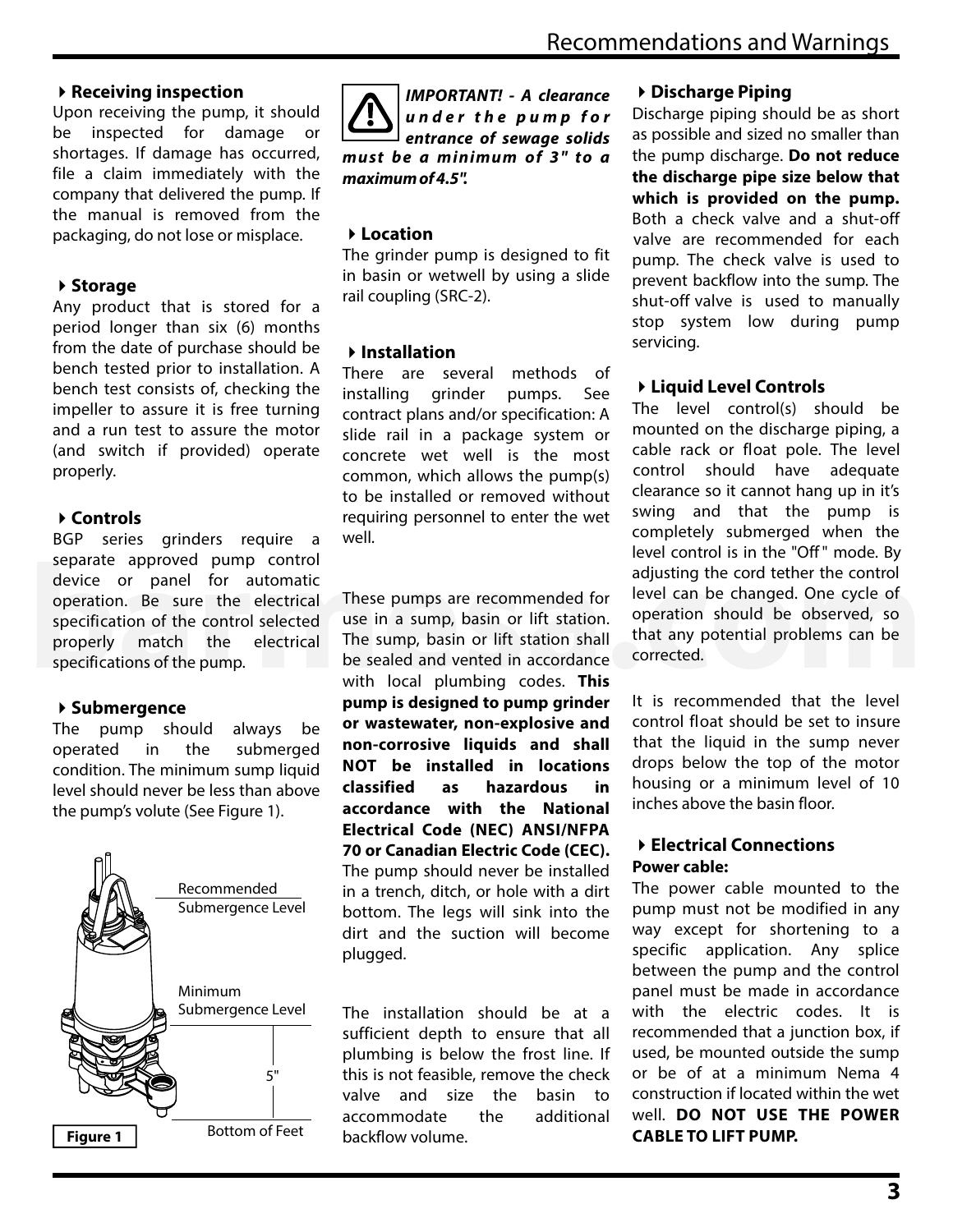### Receiving inspection

Upon receiving the pump, it should be inspected for damage or shortages. If damage has occurred, file a claim immediately with the company that delivered the pump. If the manual is removed from the packaging, do not lose or misplace.

### Storage

Any product that is stored for a period longer than six (6) months from the date of purchase should be bench tested prior to installation. A bench test consists of, checking the impeller to assure it is free turning and a run test to assure the motor (and switch if provided) operate properly.

### Controls

BGP series grinders require a separate approved pump control device or panel for automatic operation. Be sure the electrical specification of the control selected properly match the electrical specifications of the pump.

### Submergence

The pump should always be operated in the submerged condition. The minimum sump liquid level should never be less than above the pump's volute (See Figure 1).

Recommended Submergence Level

Minimum Submergence Level

5"

Bottom of Feet

**Figure 1**

***IMPORTANT! - A clearance under the pump for entrance of sewage solids must be a minimum of 3" to a maximum of 4.5".***

### Location

The grinder pump is designed to fit in basin or wetwell by using a slide rail coupling (SRC-2).

### Installation

There are several methods of installing grinder pumps. See contract plans and/or specification: A slide rail in a package system or concrete wet well is the most common, which allows the pump(s) to be installed or removed without requiring personnel to enter the wet well.

These pumps are recommended for use in a sump, basin or lift station. The sump, basin or lift station shall be sealed and vented in accordance with local plumbing codes. **This pump is designed to pump grinder or wastewater, non-explosive and non-corrosive liquids and shall NOT be installed in locations classified as hazardous in accordance with the National Electrical Code (NEC) ANSI/NFPA 70 or Canadian Electric Code (CEC).** The pump should never be installed in a trench, ditch, or hole with a dirt bottom. The legs will sink into the dirt and the suction will become plugged.

The installation should be at a sufficient depth to ensure that all plumbing is below the frost line. If this is not feasible, remove the check valve and size the basin to accommodate the additional backflow volume.

### Discharge Piping

Discharge piping should be as short as possible and sized no smaller than the pump discharge. **Do not reduce the discharge pipe size below that which is provided on the pump.** Both a check valve and a shut-off valve are recommended for each pump. The check valve is used to prevent backflow into the sump. The shut-off valve is used to manually stop system low during pump servicing.

### Liquid Level Controls

The level control(s) should be mounted on the discharge piping, a cable rack or float pole. The level control should have adequate clearance so it cannot hang up in it's swing and that the pump is completely submerged when the level control is in the "Off" mode. By adjusting the cord tether the control level can be changed. One cycle of operation should be observed, so that any potential problems can be corrected.

It is recommended that the level control float should be set to insure that the liquid in the sump never drops below the top of the motor housing or a minimum level of 10 inches above the basin floor.

### Electrical Connections

**Power cable:**

The power cable mounted to the pump must not be modified in any way except for shortening to a specific application. Any splice between the pump and the control panel must be made in accordance with the electric codes. It is recommended that a junction box, if used, be mounted outside the sump or be of at a minimum Nema 4 construction if located within the wet well. **DO NOT USE THE POWER CABLE TO LIFT PUMP.**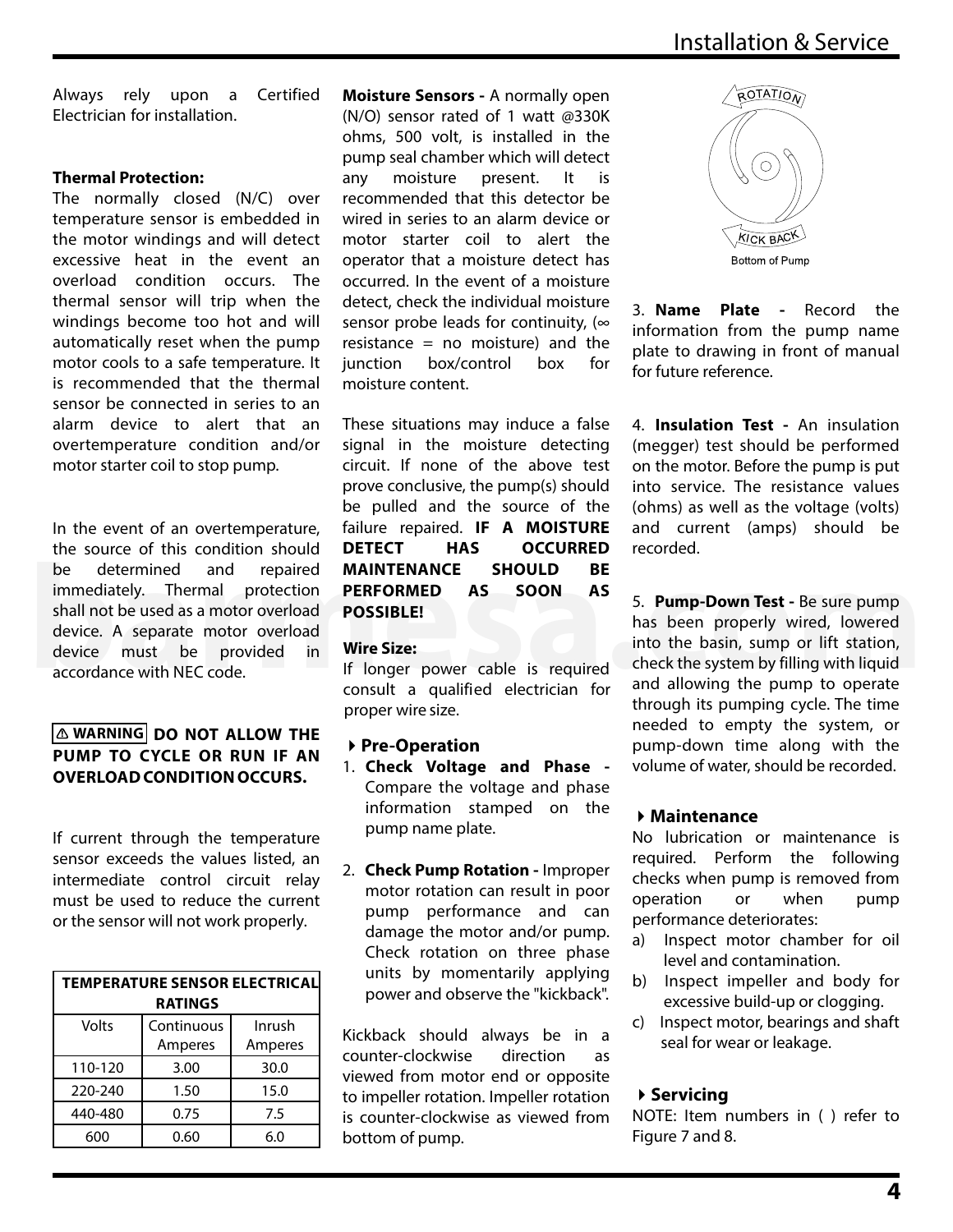Always rely upon a Certified Electrician for installation.

**Thermal Protection:**
The normally closed (N/C) over temperature sensor is embedded in the motor windings and will detect excessive heat in the event an overload condition occurs. The thermal sensor will trip when the windings become too hot and will automatically reset when the pump motor cools to a safe temperature. It is recommended that the thermal sensor be connected in series to an alarm device to alert that an overtemperature condition and/or motor starter coil to stop pump.

In the event of an overtemperature, the source of this condition should be determined and repaired immediately. Thermal protection shall not be used as a motor overload device. A separate motor overload device must be provided in accordance with NEC code.

**⚠ WARNING DO NOT ALLOW THE PUMP TO CYCLE OR RUN IF AN OVERLOAD CONDITION OCCURS.**

If current through the temperature sensor exceeds the values listed, an intermediate control circuit relay must be used to reduce the current or the sensor will not work properly.

| TEMPERATURE SENSOR ELECTRICAL RATINGS | | |
|---|---|---|
| Volts | Continuous Amperes | Inrush Amperes |
| 110-120 | 3.00 | 30.0 |
| 220-240 | 1.50 | 15.0 |
| 440-480 | 0.75 | 7.5 |
| 600 | 0.60 | 6.0 |

**Moisture Sensors -** A normally open (N/O) sensor rated of 1 watt @330K ohms, 500 volt, is installed in the pump seal chamber which will detect any moisture present. It is recommended that this detector be wired in series to an alarm device or motor starter coil to alert the operator that a moisture detect has occurred. In the event of a moisture detect, check the individual moisture sensor probe leads for continuity, (∞ resistance = no moisture) and the junction box/control box for moisture content.

These situations may induce a false signal in the moisture detecting circuit. If none of the above test prove conclusive, the pump(s) should be pulled and the source of the failure repaired. **IF A MOISTURE DETECT HAS OCCURRED MAINTENANCE SHOULD BE PERFORMED AS SOON AS POSSIBLE!**

**Wire Size:**
If longer power cable is required consult a qualified electrician for proper wire size.

## Pre-Operation

1. **Check Voltage and Phase -** Compare the voltage and phase information stamped on the pump name plate.

2. **Check Pump Rotation -** Improper motor rotation can result in poor pump performance and can damage the motor and/or pump. Check rotation on three phase units by momentarily applying power and observe the "kickback".

Kickback should always be in a counter-clockwise direction as viewed from motor end or opposite to impeller rotation. Impeller rotation is counter-clockwise as viewed from bottom of pump.

ROTATION

KICK BACK

Bottom of Pump

3. **Name Plate -** Record the information from the pump name plate to drawing in front of manual for future reference.

4. **Insulation Test -** An insulation (megger) test should be performed on the motor. Before the pump is put into service. The resistance values (ohms) as well as the voltage (volts) and current (amps) should be recorded.

5. **Pump-Down Test -** Be sure pump has been properly wired, lowered into the basin, sump or lift station, check the system by filling with liquid and allowing the pump to operate through its pumping cycle. The time needed to empty the system, or pump-down time along with the volume of water, should be recorded.

## Maintenance

No lubrication or maintenance is required. Perform the following checks when pump is removed from operation or when pump performance deteriorates:

a) Inspect motor chamber for oil level and contamination.
b) Inspect impeller and body for excessive build-up or clogging.
c) Inspect motor, bearings and shaft seal for wear or leakage.

## Servicing

NOTE: Item numbers in ( ) refer to Figure 7 and 8.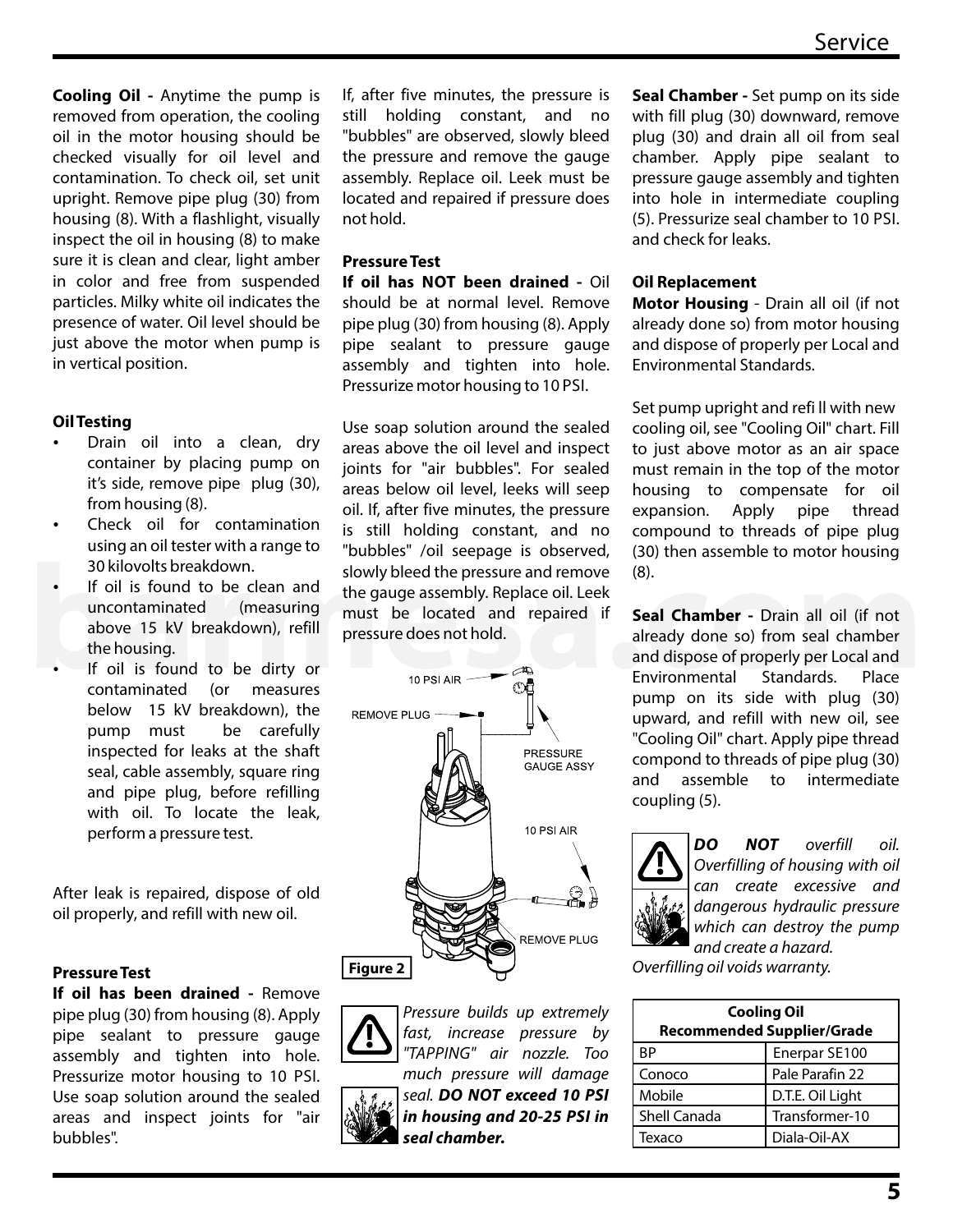**Cooling Oil -** Anytime the pump is removed from operation, the cooling oil in the motor housing should be checked visually for oil level and contamination. To check oil, set unit upright. Remove pipe plug (30) from housing (8). With a flashlight, visually inspect the oil in housing (8) to make sure it is clean and clear, light amber in color and free from suspended particles. Milky white oil indicates the presence of water. Oil level should be just above the motor when pump is in vertical position.

### Oil Testing

- Drain oil into a clean, dry container by placing pump on it's side, remove pipe plug (30), from housing (8).
- Check oil for contamination using an oil tester with a range to 30 kilovolts breakdown.
- If oil is found to be clean and uncontaminated (measuring above 15 kV breakdown), refill the housing.
- If oil is found to be dirty or contaminated (or measures below 15 kV breakdown), the pump must be carefully inspected for leaks at the shaft seal, cable assembly, square ring and pipe plug, before refilling with oil. To locate the leak, perform a pressure test.

After leak is repaired, dispose of old oil properly, and refill with new oil.

### Pressure Test

**If oil has been drained -** Remove pipe plug (30) from housing (8). Apply pipe sealant to pressure gauge assembly and tighten into hole. Pressurize motor housing to 10 PSI. Use soap solution around the sealed areas and inspect joints for "air bubbles".

If, after five minutes, the pressure is still holding constant, and no "bubbles" are observed, slowly bleed the pressure and remove the gauge assembly. Replace oil. Leek must be located and repaired if pressure does not hold.

### Pressure Test

**If oil has NOT been drained -** Oil should be at normal level. Remove pipe plug (30) from housing (8). Apply pipe sealant to pressure gauge assembly and tighten into hole. Pressurize motor housing to 10 PSI.

Use soap solution around the sealed areas above the oil level and inspect joints for "air bubbles". For sealed areas below oil level, leeks will seep oil. If, after five minutes, the pressure is still holding constant, and no "bubbles" /oil seepage is observed, slowly bleed the pressure and remove the gauge assembly. Replace oil. Leek must be located and repaired if pressure does not hold.

10 PSI AIR

REMOVE PLUG

PRESSURE GAUGE ASSY

10 PSI AIR

REMOVE PLUG

**Figure 2**

*Pressure builds up extremely fast, increase pressure by "TAPPING" air nozzle. Too much pressure will damage seal.* ***DO NOT exceed 10 PSI in housing and 20-25 PSI in seal chamber.***

**Seal Chamber -** Set pump on its side with fill plug (30) downward, remove plug (30) and drain all oil from seal chamber. Apply pipe sealant to pressure gauge assembly and tighten into hole in intermediate coupling (5). Pressurize seal chamber to 10 PSI. and check for leaks.

### Oil Replacement

**Motor Housing** - Drain all oil (if not already done so) from motor housing and dispose of properly per Local and Environmental Standards.

Set pump upright and refi ll with new cooling oil, see "Cooling Oil" chart. Fill to just above motor as an air space must remain in the top of the motor housing to compensate for oil expansion. Apply pipe thread compound to threads of pipe plug (30) then assemble to motor housing (8).

**Seal Chamber -** Drain all oil (if not already done so) from seal chamber and dispose of properly per Local and Environmental Standards. Place pump on its side with plug (30) upward, and refill with new oil, see "Cooling Oil" chart. Apply pipe thread compond to threads of pipe plug (30) and assemble to intermediate coupling (5).

***DO NOT*** *overfill oil. Overfilling of housing with oil can create excessive and dangerous hydraulic pressure which can destroy the pump and create a hazard.*

*Overfilling oil voids warranty.*

| Cooling Oil Recommended Supplier/Grade | |
|---|---|
| BP | Enerpar SE100 |
| Conoco | Pale Parafin 22 |
| Mobile | D.T.E. Oil Light |
| Shell Canada | Transformer-10 |
| Texaco | Diala-Oil-AX |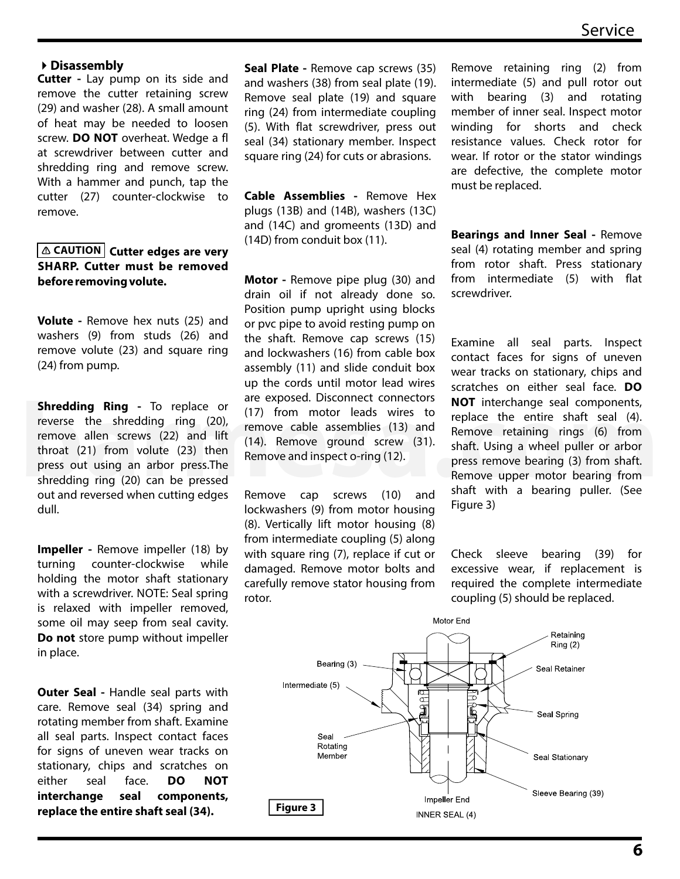### Disassembly

**Cutter -** Lay pump on its side and remove the cutter retaining screw (29) and washer (28). A small amount of heat may be needed to loosen screw. **DO NOT** overheat. Wedge a fl at screwdriver between cutter and shredding ring and remove screw. With a hammer and punch, tap the cutter (27) counter-clockwise to remove.

⚠ CAUTION **Cutter edges are very SHARP. Cutter must be removed before removing volute.**

**Volute -** Remove hex nuts (25) and washers (9) from studs (26) and remove volute (23) and square ring (24) from pump.

**Shredding Ring -** To replace or reverse the shredding ring (20), remove allen screws (22) and lift throat (21) from volute (23) then press out using an arbor press.The shredding ring (20) can be pressed out and reversed when cutting edges dull.

**Impeller -** Remove impeller (18) by turning counter-clockwise while holding the motor shaft stationary with a screwdriver. NOTE: Seal spring is relaxed with impeller removed, some oil may seep from seal cavity. **Do not** store pump without impeller in place.

**Outer Seal -** Handle seal parts with care. Remove seal (34) spring and rotating member from shaft. Examine all seal parts. Inspect contact faces for signs of uneven wear tracks on stationary, chips and scratches on either seal face. **DO NOT interchange seal components, replace the entire shaft seal (34).**

**Seal Plate -** Remove cap screws (35) and washers (38) from seal plate (19). Remove seal plate (19) and square ring (24) from intermediate coupling (5). With flat screwdriver, press out seal (34) stationary member. Inspect square ring (24) for cuts or abrasions.

**Cable Assemblies -** Remove Hex plugs (13B) and (14B), washers (13C) and (14C) and gromeents (13D) and (14D) from conduit box (11).

**Motor -** Remove pipe plug (30) and drain oil if not already done so. Position pump upright using blocks or pvc pipe to avoid resting pump on the shaft. Remove cap screws (15) and lockwashers (16) from cable box assembly (11) and slide conduit box up the cords until motor lead wires are exposed. Disconnect connectors (17) from motor leads wires to remove cable assemblies (13) and (14). Remove ground screw (31). Remove and inspect o-ring (12).

Remove cap screws (10) and lockwashers (9) from motor housing (8). Vertically lift motor housing (8) from intermediate coupling (5) along with square ring (7), replace if cut or damaged. Remove motor bolts and carefully remove stator housing from rotor.

Remove retaining ring (2) from intermediate (5) and pull rotor out with bearing (3) and rotating member of inner seal. Inspect motor winding for shorts and check resistance values. Check rotor for wear. If rotor or the stator windings are defective, the complete motor must be replaced.

**Bearings and Inner Seal -** Remove seal (4) rotating member and spring from rotor shaft. Press stationary from intermediate (5) with flat screwdriver.

Examine all seal parts. Inspect contact faces for signs of uneven wear tracks on stationary, chips and scratches on either seal face. **DO NOT** interchange seal components, replace the entire shaft seal (4). Remove retaining rings (6) from shaft. Using a wheel puller or arbor press remove bearing (3) from shaft. Remove upper motor bearing from shaft with a bearing puller. (See Figure 3)

Check sleeve bearing (39) for excessive wear, if replacement is required the complete intermediate coupling (5) should be replaced.

Motor End

Bearing (3) — Intermediate (5) — Seal Rotating Member — Retaining Ring (2) — Seal Retainer — Seal Spring — Seal Stationary — Sleeve Bearing (39)

Impeller End

**Figure 3** INNER SEAL (4)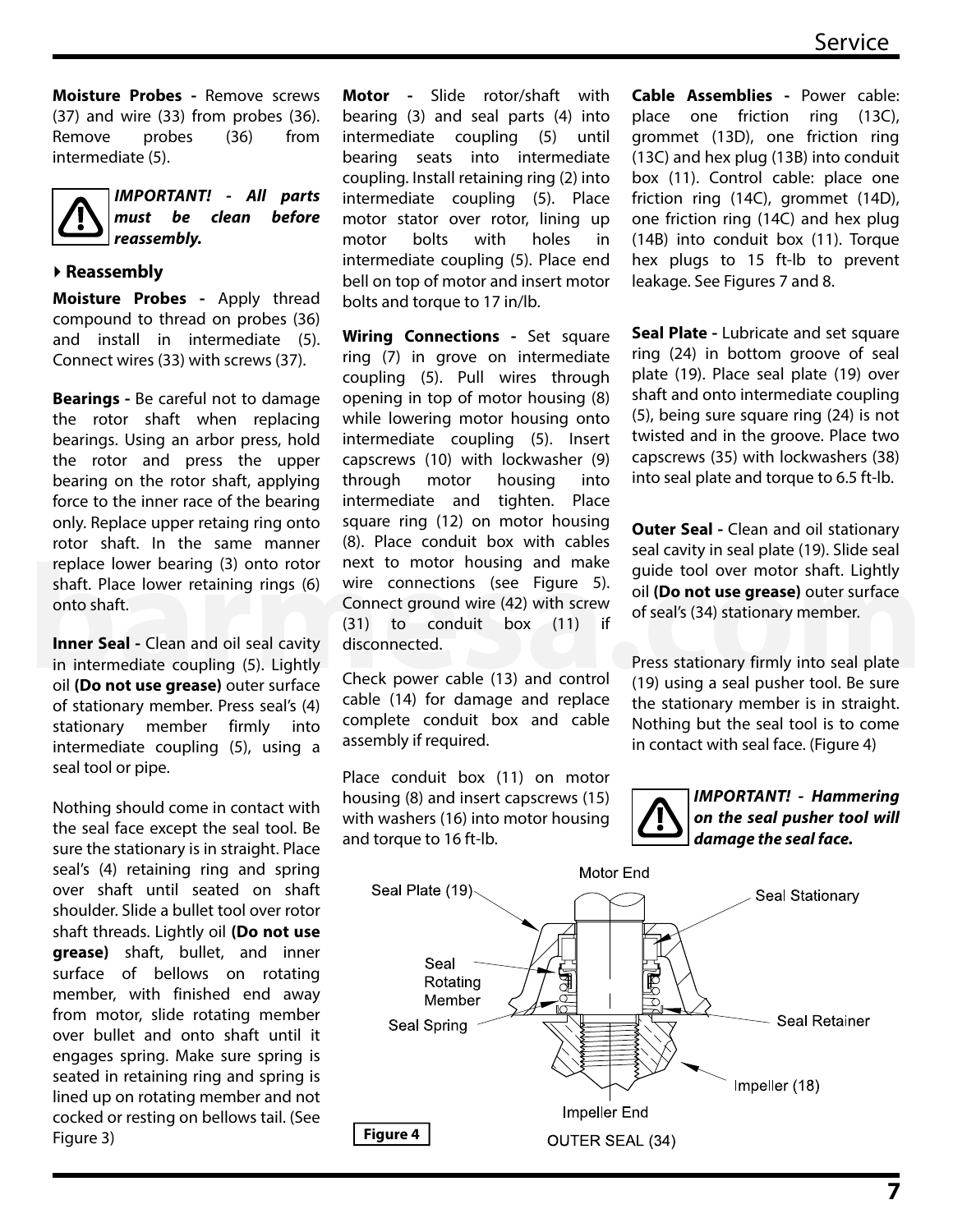**Moisture Probes -** Remove screws (37) and wire (33) from probes (36). Remove probes (36) from intermediate (5).

***IMPORTANT! - All parts must be clean before reassembly.***

### Reassembly

**Moisture Probes -** Apply thread compound to thread on probes (36) and install in intermediate (5). Connect wires (33) with screws (37).

**Bearings -** Be careful not to damage the rotor shaft when replacing bearings. Using an arbor press, hold the rotor and press the upper bearing on the rotor shaft, applying force to the inner race of the bearing only. Replace upper retaing ring onto rotor shaft. In the same manner replace lower bearing (3) onto rotor shaft. Place lower retaining rings (6) onto shaft.

**Inner Seal -** Clean and oil seal cavity in intermediate coupling (5). Lightly oil **(Do not use grease)** outer surface of stationary member. Press seal's (4) stationary member firmly into intermediate coupling (5), using a seal tool or pipe.

Nothing should come in contact with the seal face except the seal tool. Be sure the stationary is in straight. Place seal's (4) retaining ring and spring over shaft until seated on shaft shoulder. Slide a bullet tool over rotor shaft threads. Lightly oil **(Do not use grease)** shaft, bullet, and inner surface of bellows on rotating member, with finished end away from motor, slide rotating member over bullet and onto shaft until it engages spring. Make sure spring is seated in retaining ring and spring is lined up on rotating member and not cocked or resting on bellows tail. (See Figure 3)

**Motor -** Slide rotor/shaft with bearing (3) and seal parts (4) into intermediate coupling (5) until bearing seats into intermediate coupling. Install retaining ring (2) into intermediate coupling (5). Place motor stator over rotor, lining up motor bolts with holes in intermediate coupling (5). Place end bell on top of motor and insert motor bolts and torque to 17 in/lb.

**Wiring Connections -** Set square ring (7) in grove on intermediate coupling (5). Pull wires through opening in top of motor housing (8) while lowering motor housing onto intermediate coupling (5). Insert capscrews (10) with lockwasher (9) through motor housing into intermediate and tighten. Place square ring (12) on motor housing (8). Place conduit box with cables next to motor housing and make wire connections (see Figure 5). Connect ground wire (42) with screw (31) to conduit box (11) if disconnected.

Check power cable (13) and control cable (14) for damage and replace complete conduit box and cable assembly if required.

Place conduit box (11) on motor housing (8) and insert capscrews (15) with washers (16) into motor housing and torque to 16 ft-lb.

**Cable Assemblies -** Power cable: place one friction ring (13C), grommet (13D), one friction ring (13C) and hex plug (13B) into conduit box (11). Control cable: place one friction ring (14C), grommet (14D), one friction ring (14C) and hex plug (14B) into conduit box (11). Torque hex plugs to 15 ft-lb to prevent leakage. See Figures 7 and 8.

**Seal Plate -** Lubricate and set square ring (24) in bottom groove of seal plate (19). Place seal plate (19) over shaft and onto intermediate coupling (5), being sure square ring (24) is not twisted and in the groove. Place two capscrews (35) with lockwashers (38) into seal plate and torque to 6.5 ft-lb.

**Outer Seal -** Clean and oil stationary seal cavity in seal plate (19). Slide seal guide tool over motor shaft. Lightly oil **(Do not use grease)** outer surface of seal's (34) stationary member.

Press stationary firmly into seal plate (19) using a seal pusher tool. Be sure the stationary member is in straight. Nothing but the seal tool is to come in contact with seal face. (Figure 4)

***IMPORTANT! - Hammering on the seal pusher tool will damage the seal face.***

Motor End

Seal Plate (19) — Seal Stationary — Seal Rotating Member — Seal Spring — Seal Retainer — Impeller (18)

Impeller End

**Figure 4** OUTER SEAL (34)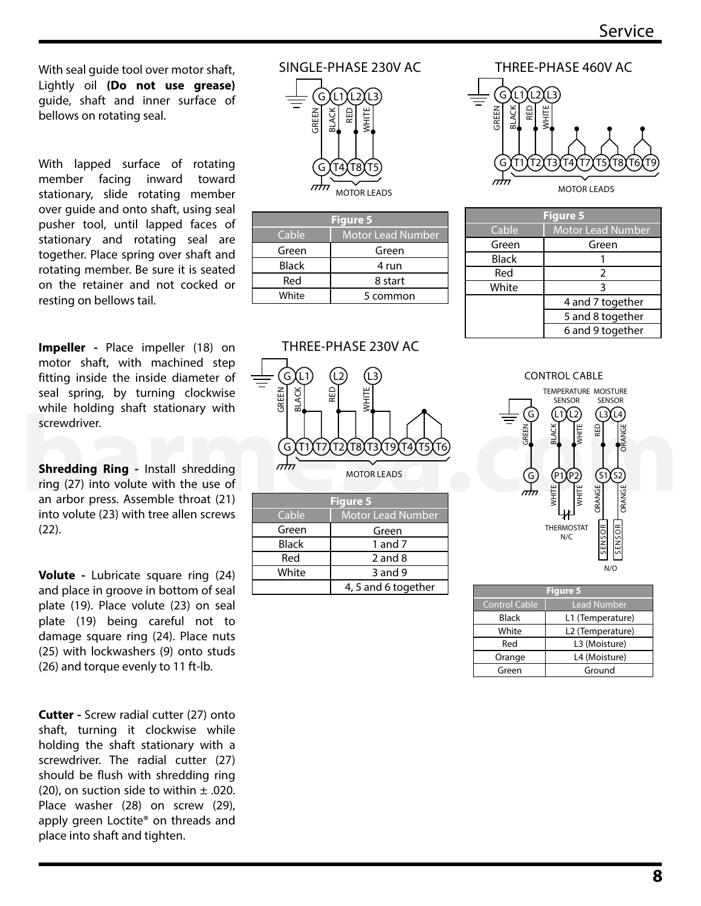With seal guide tool over motor shaft, Lightly oil **(Do not use grease)** guide, shaft and inner surface of bellows on rotating seal.

With lapped surface of rotating member facing inward toward stationary, slide rotating member over guide and onto shaft, using seal pusher tool, until lapped faces of stationary and rotating seal are together. Place spring over shaft and rotating member. Be sure it is seated on the retainer and not cocked or resting on bellows tail.

**Impeller -** Place impeller (18) on motor shaft, with machined step fitting inside the inside diameter of seal spring, by turning clockwise while holding shaft stationary with screwdriver.

**Shredding Ring -** Install shredding ring (27) into volute with the use of an arbor press. Assemble throat (21) into volute (23) with tree allen screws (22).

**Volute -** Lubricate square ring (24) and place in groove in bottom of seal plate (19). Place volute (23) on seal plate (19) being careful not to damage square ring (24). Place nuts (25) with lockwashers (9) onto studs (26) and torque evenly to 11 ft-lb.

**Cutter -** Screw radial cutter (27) onto shaft, turning it clockwise while holding the shaft stationary with a screwdriver. The radial cutter (27) should be flush with shredding ring (20), on suction side to within ± .020. Place washer (28) on screw (29), apply green Loctite® on threads and place into shaft and tighten.

SINGLE-PHASE 230V AC

| Figure 5 | |
|---|---|
| Cable | Motor Lead Number |
| Green | Green |
| Black | 4 run |
| Red | 8 start |
| White | 5 common |

THREE-PHASE 230V AC

| Figure 5 | |
|---|---|
| Cable | Motor Lead Number |
| Green | Green |
| Black | 1 and 7 |
| Red | 2 and 8 |
| White | 3 and 9 |
| | 4, 5 and 6 together |

THREE-PHASE 460V AC

| Figure 5 | |
|---|---|
| Cable | Motor Lead Number |
| Green | Green |
| Black | 1 |
| Red | 2 |
| White | 3 |
| | 4 and 7 together |
| | 5 and 8 together |
| | 6 and 9 together |

CONTROL CABLE

| Figure 5 | |
|---|---|
| Control Cable | Lead Number |
| Black | L1 (Temperature) |
| White | L2 (Temperature) |
| Red | L3 (Moisture) |
| Orange | L4 (Moisture) |
| Green | Ground |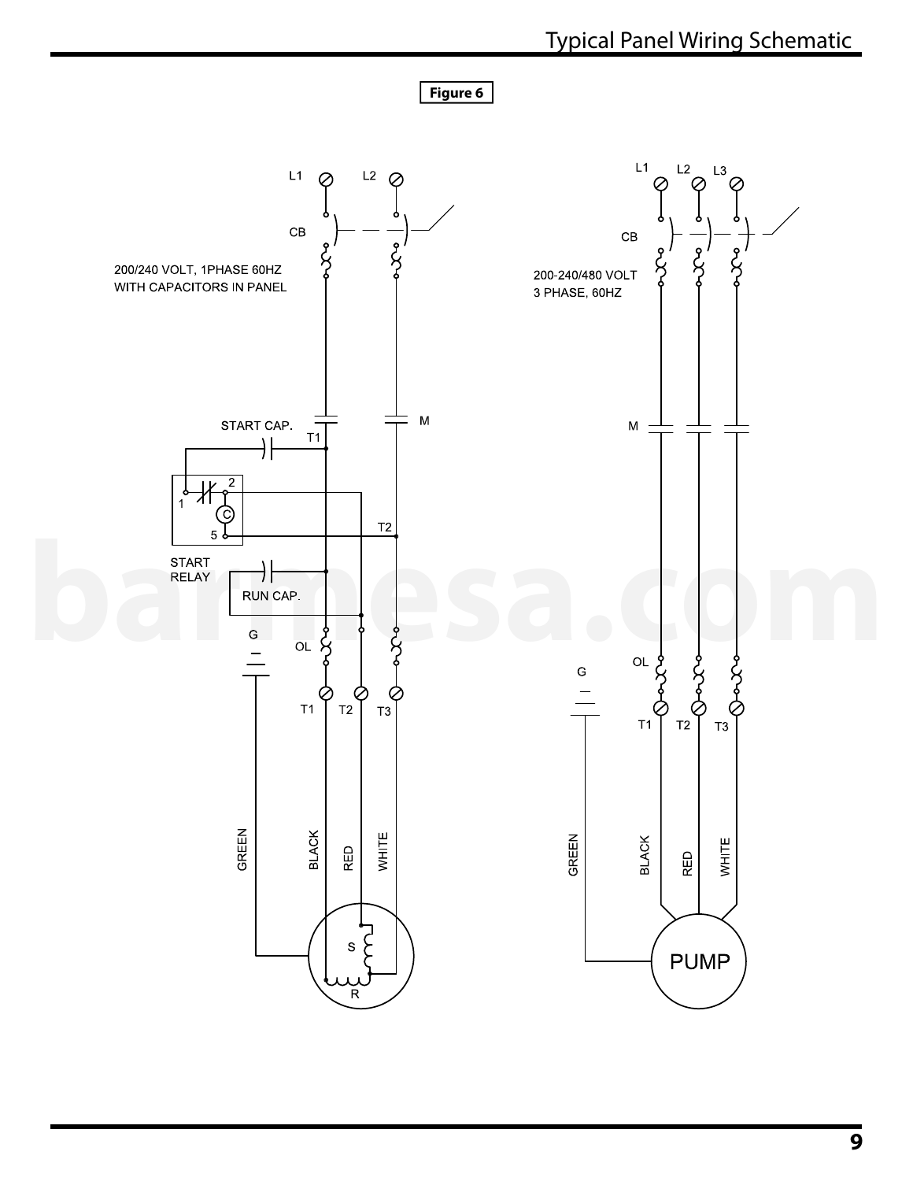# Typical Panel Wiring Schematic

**Figure 6**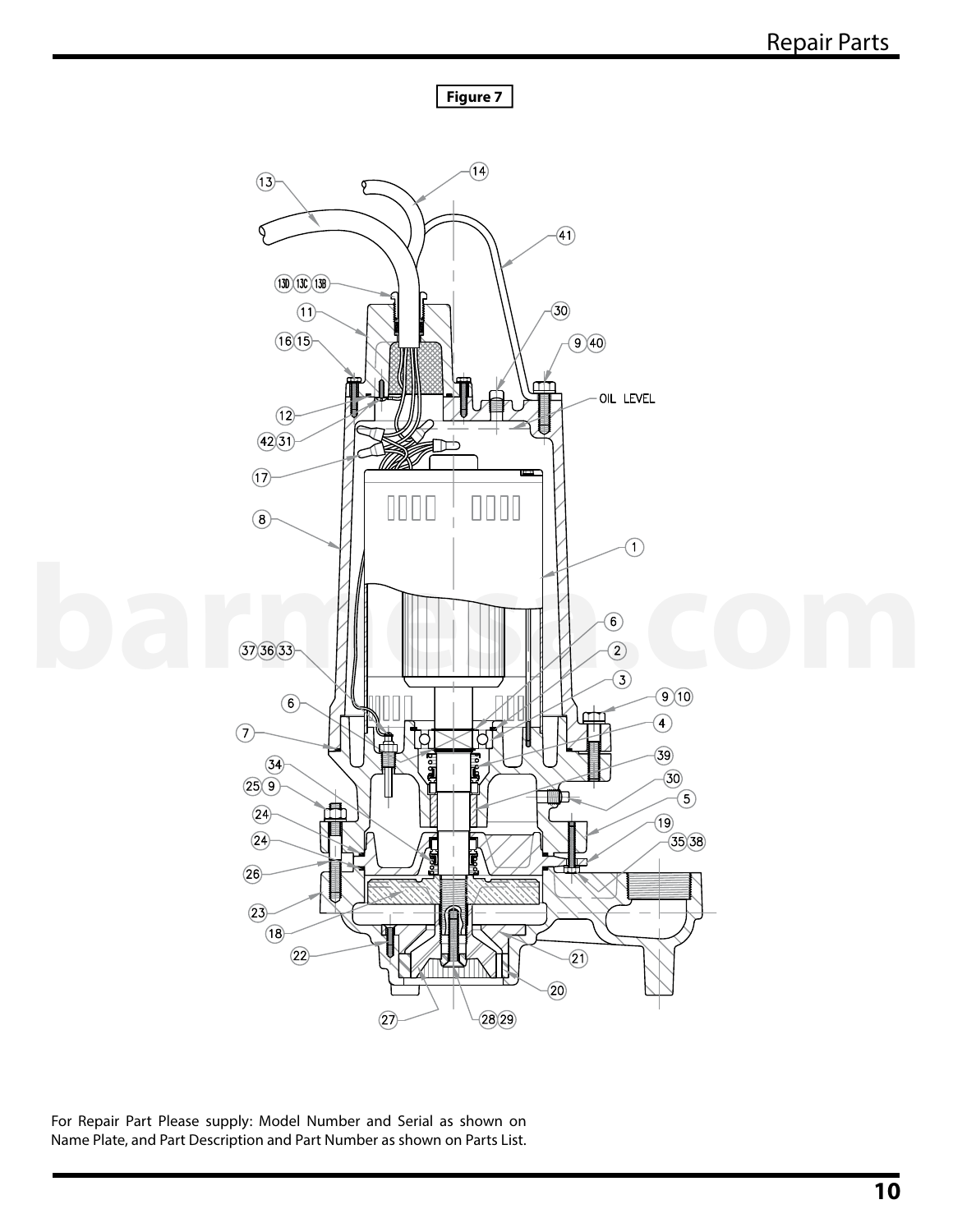**Figure 7**

For Repair Part Please supply: Model Number and Serial as shown on Name Plate, and Part Description and Part Number as shown on Parts List.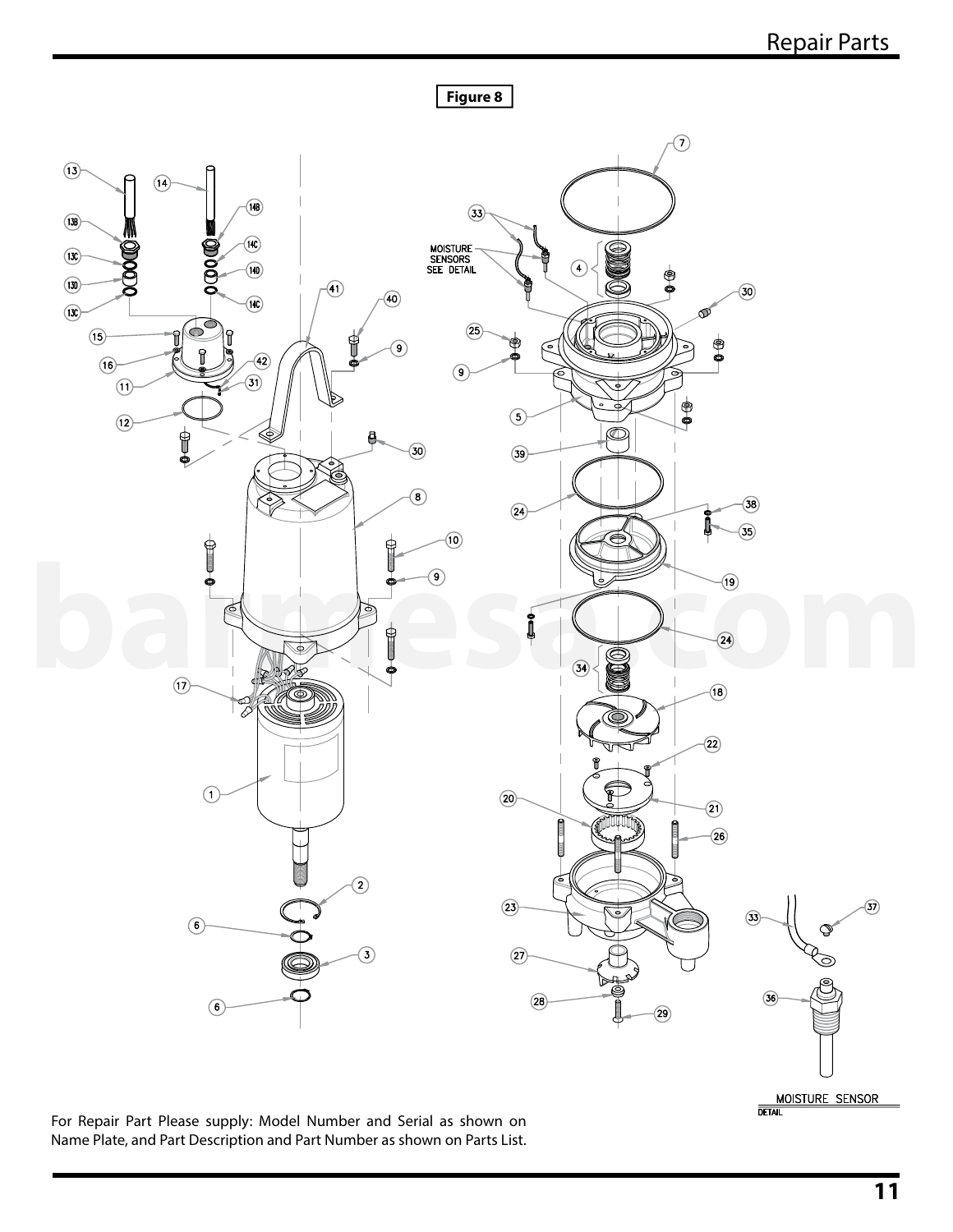**Figure 8**

For Repair Part Please supply: Model Number and Serial as shown on Name Plate, and Part Description and Part Number as shown on Parts List.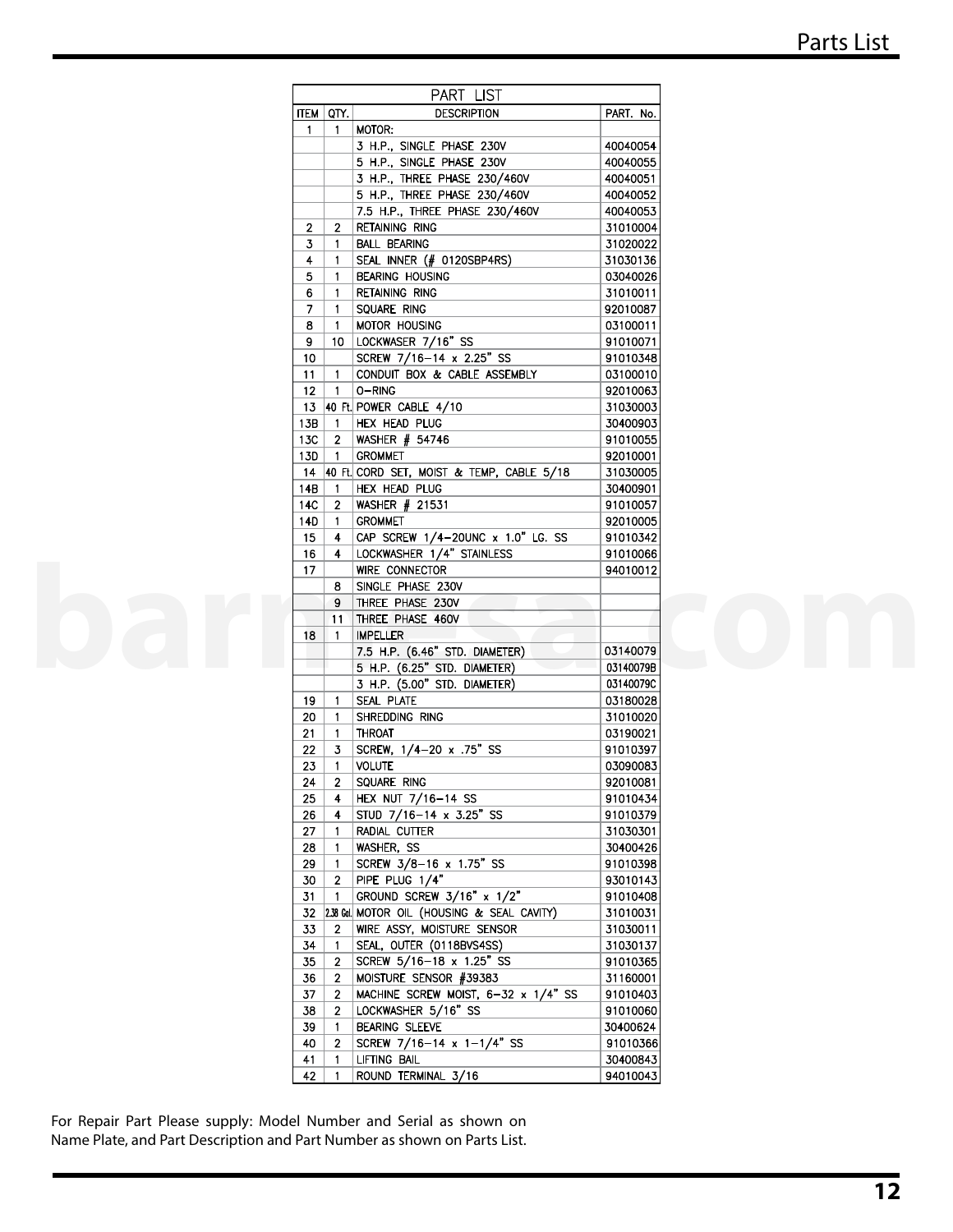| PART LIST | | | |
|---|---|---|---|
| ITEM | QTY. | DESCRIPTION | PART. No. |
| 1 | 1 | MOTOR: | |
| | | 3 H.P., SINGLE PHASE 230V | 40040054 |
| | | 5 H.P., SINGLE PHASE 230V | 40040055 |
| | | 3 H.P., THREE PHASE 230/460V | 40040051 |
| | | 5 H.P., THREE PHASE 230/460V | 40040052 |
| | | 7.5 H.P., THREE PHASE 230/460V | 40040053 |
| 2 | 2 | RETAINING RING | 31010004 |
| 3 | 1 | BALL BEARING | 31020022 |
| 4 | 1 | SEAL INNER (# 0120SBP4RS) | 31030136 |
| 5 | 1 | BEARING HOUSING | 03040026 |
| 6 | 1 | RETAINING RING | 31010011 |
| 7 | 1 | SQUARE RING | 92010087 |
| 8 | 1 | MOTOR HOUSING | 03100011 |
| 9 | 10 | LOCKWASER 7/16" SS | 91010071 |
| 10 | | SCREW 7/16-14 x 2.25" SS | 91010348 |
| 11 | 1 | CONDUIT BOX & CABLE ASSEMBLY | 03100010 |
| 12 | 1 | O-RING | 92010063 |
| 13 | 40 Ft. | POWER CABLE 4/10 | 31030003 |
| 13B | 1 | HEX HEAD PLUG | 30400903 |
| 13C | 2 | WASHER # 54746 | 91010055 |
| 13D | 1 | GROMMET | 92010001 |
| 14 | 40 Ft. | CORD SET, MOIST & TEMP, CABLE 5/18 | 31030005 |
| 14B | 1 | HEX HEAD PLUG | 30400901 |
| 14C | 2 | WASHER # 21531 | 91010057 |
| 14D | 1 | GROMMET | 92010005 |
| 15 | 4 | CAP SCREW 1/4-20UNC x 1.0" LG. SS | 91010342 |
| 16 | 4 | LOCKWASHER 1/4" STAINLESS | 91010066 |
| 17 | | WIRE CONNECTOR | 94010012 |
| | 8 | SINGLE PHASE 230V | |
| | 9 | THREE PHASE 230V | |
| | 11 | THREE PHASE 460V | |
| 18 | 1 | IMPELLER | |
| | | 7.5 H.P. (6.46" STD. DIAMETER) | 03140079 |
| | | 5 H.P. (6.25" STD. DIAMETER) | 03140079B |
| | | 3 H.P. (5.00" STD. DIAMETER) | 03140079C |
| 19 | 1 | SEAL PLATE | 03180028 |
| 20 | 1 | SHREDDING RING | 31010020 |
| 21 | 1 | THROAT | 03190021 |
| 22 | 3 | SCREW, 1/4-20 x .75" SS | 91010397 |
| 23 | 1 | VOLUTE | 03090083 |
| 24 | 2 | SQUARE RING | 92010081 |
| 25 | 4 | HEX NUT 7/16-14 SS | 91010434 |
| 26 | 4 | STUD 7/16-14 x 3.25" SS | 91010379 |
| 27 | 1 | RADIAL CUTTER | 31030301 |
| 28 | 1 | WASHER, SS | 30400426 |
| 29 | 1 | SCREW 3/8-16 x 1.75" SS | 91010398 |
| 30 | 2 | PIPE PLUG 1/4" | 93010143 |
| 31 | 1 | GROUND SCREW 3/16" x 1/2" | 91010408 |
| 32 | 2.38 Gal. | MOTOR OIL (HOUSING & SEAL CAVITY) | 31010031 |
| 33 | 2 | WIRE ASSY, MOISTURE SENSOR | 31030011 |
| 34 | 1 | SEAL, OUTER (0118BVS4SS) | 31030137 |
| 35 | 2 | SCREW 5/16-18 x 1.25" SS | 91010365 |
| 36 | 2 | MOISTURE SENSOR #39383 | 31160001 |
| 37 | 2 | MACHINE SCREW MOIST, 6-32 x 1/4" SS | 91010403 |
| 38 | 2 | LOCKWASHER 5/16" SS | 91010060 |
| 39 | 1 | BEARING SLEEVE | 30400624 |
| 40 | 2 | SCREW 7/16-14 x 1-1/4" SS | 91010366 |
| 41 | 1 | LIFTING BAIL | 30400843 |
| 42 | 1 | ROUND TERMINAL 3/16 | 94010043 |

For Repair Part Please supply: Model Number and Serial as shown on Name Plate, and Part Description and Part Number as shown on Parts List.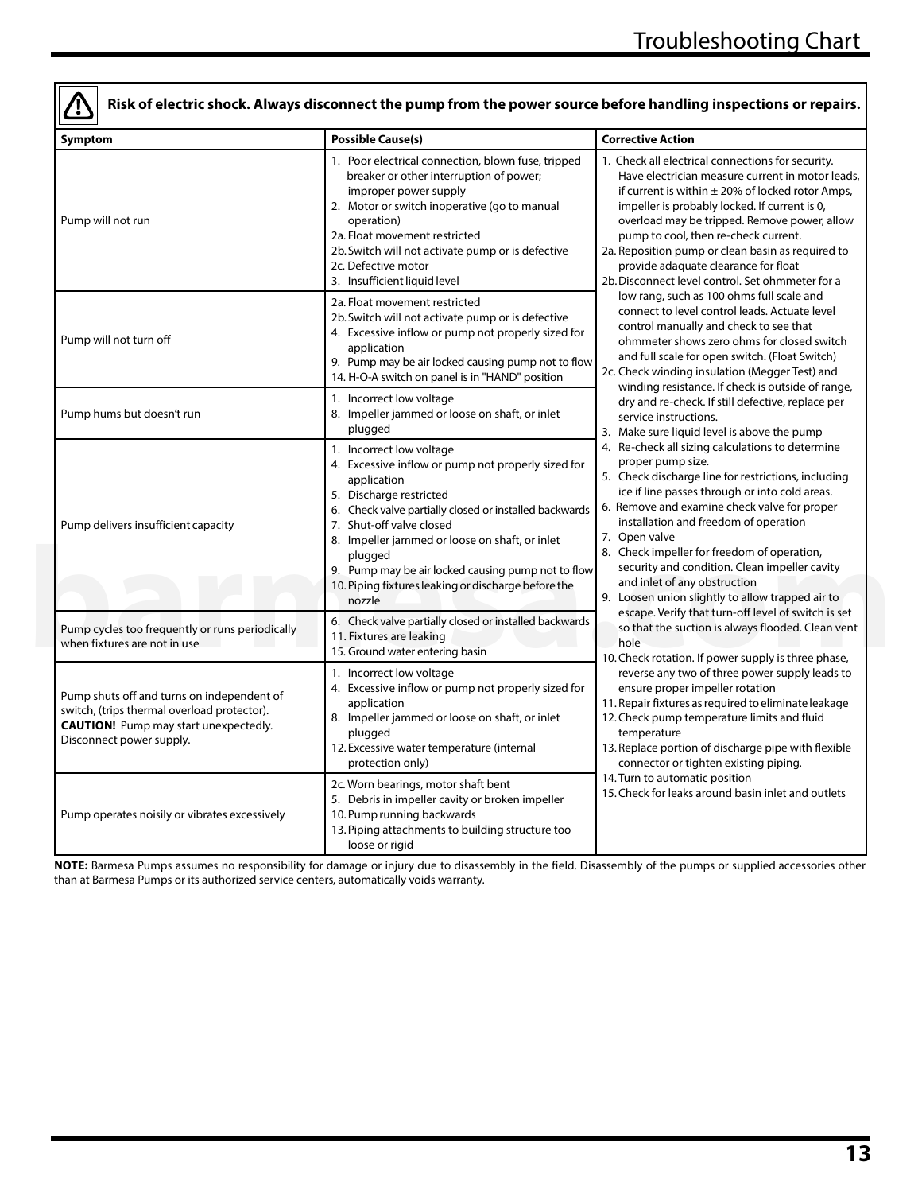# Troubleshooting Chart

**Risk of electric shock. Always disconnect the pump from the power source before handling inspections or repairs.**

| Symptom | Possible Cause(s) | Corrective Action |
|---|---|---|
| Pump will not run | 1. Poor electrical connection, blown fuse, tripped breaker or other interruption of power; improper power supply<br>2. Motor or switch inoperative (go to manual operation)<br>2a. Float movement restricted<br>2b. Switch will not activate pump or is defective<br>2c. Defective motor<br>3. Insufficient liquid level | 1. Check all electrical connections for security. Have electrician measure current in motor leads, if current is within ± 20% of locked rotor Amps, impeller is probably locked. If current is 0, overload may be tripped. Remove power, allow pump to cool, then re-check current.<br>2a. Reposition pump or clean basin as required to provide adaquate clearance for float<br>2b. Disconnect level control. Set ohmmeter for a low rang, such as 100 ohms full scale and connect to level control leads. Actuate level control manually and check to see that ohmmeter shows zero ohms for closed switch and full scale for open switch. (Float Switch)<br>2c. Check winding insulation (Megger Test) and winding resistance. If check is outside of range, dry and re-check. If still defective, replace per service instructions.<br>3. Make sure liquid level is above the pump<br>4. Re-check all sizing calculations to determine proper pump size.<br>5. Check discharge line for restrictions, including ice if line passes through or into cold areas.<br>6. Remove and examine check valve for proper installation and freedom of operation<br>7. Open valve<br>8. Check impeller for freedom of operation, security and condition. Clean impeller cavity and inlet of any obstruction<br>9. Loosen union slightly to allow trapped air to escape. Verify that turn-off level of switch is set so that the suction is always flooded. Clean vent hole<br>10. Check rotation. If power supply is three phase, reverse any two of three power supply leads to ensure proper impeller rotation<br>11. Repair fixtures as required to eliminate leakage<br>12. Check pump temperature limits and fluid temperature<br>13. Replace portion of discharge pipe with flexible connector or tighten existing piping.<br>14. Turn to automatic position<br>15. Check for leaks around basin inlet and outlets |
| Pump will not turn off | 2a. Float movement restricted<br>2b. Switch will not activate pump or is defective<br>4. Excessive inflow or pump not properly sized for application<br>9. Pump may be air locked causing pump not to flow<br>14. H-O-A switch on panel is in "HAND" position | |
| Pump hums but doesn't run | 1. Incorrect low voltage<br>8. Impeller jammed or loose on shaft, or inlet plugged | |
| Pump delivers insufficient capacity | 1. Incorrect low voltage<br>4. Excessive inflow or pump not properly sized for application<br>5. Discharge restricted<br>6. Check valve partially closed or installed backwards<br>7. Shut-off valve closed<br>8. Impeller jammed or loose on shaft, or inlet plugged<br>9. Pump may be air locked causing pump not to flow<br>10. Piping fixtures leaking or discharge before the nozzle | |
| Pump cycles too frequently or runs periodically when fixtures are not in use | 6. Check valve partially closed or installed backwards<br>11. Fixtures are leaking<br>15. Ground water entering basin | |
| Pump shuts off and turns on independent of switch, (trips thermal overload protector). **CAUTION!** Pump may start unexpectedly. Disconnect power supply. | 1. Incorrect low voltage<br>4. Excessive inflow or pump not properly sized for application<br>8. Impeller jammed or loose on shaft, or inlet plugged<br>12. Excessive water temperature (internal protection only) | |
| Pump operates noisily or vibrates excessively | 2c. Worn bearings, motor shaft bent<br>5. Debris in impeller cavity or broken impeller<br>10. Pump running backwards<br>13. Piping attachments to building structure too loose or rigid | |

**NOTE:** Barmesa Pumps assumes no responsibility for damage or injury due to disassembly in the field. Disassembly of the pumps or supplied accessories other than at Barmesa Pumps or its authorized service centers, automatically voids warranty.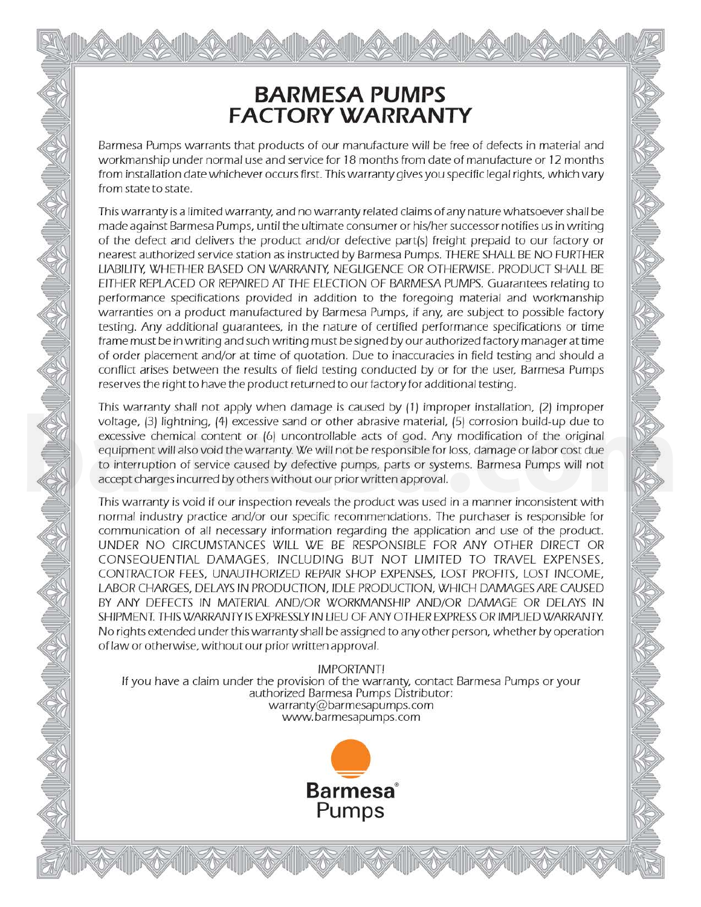# BARMESA PUMPS FACTORY WARRANTY

Barmesa Pumps warrants that products of our manufacture will be free of defects in material and workmanship under normal use and service for 18 months from date of manufacture or 12 months from installation date whichever occurs first. This warranty gives you specific legal rights, which vary from state to state.

This warranty is a limited warranty, and no warranty related claims of any nature whatsoever shall be made against Barmesa Pumps, until the ultimate consumer or his/her successor notifies us in writing of the defect and delivers the product and/or defective part(s) freight prepaid to our factory or nearest authorized service station as instructed by Barmesa Pumps. THERE SHALL BE NO FURTHER LIABILITY, WHETHER BASED ON WARRANTY, NEGLIGENCE OR OTHERWISE. PRODUCT SHALL BE EITHER REPLACED OR REPAIRED AT THE ELECTION OF BARMESA PUMPS. Guarantees relating to performance specifications provided in addition to the foregoing material and workmanship warranties on a product manufactured by Barmesa Pumps, if any, are subject to possible factory testing. Any additional guarantees, in the nature of certified performance specifications or time frame must be in writing and such writing must be signed by our authorized factory manager at time of order placement and/or at time of quotation. Due to inaccuracies in field testing and should a conflict arises between the results of field testing conducted by or for the user, Barmesa Pumps reserves the right to have the product returned to our factory for additional testing.

This warranty shall not apply when damage is caused by (1) improper installation, (2) improper voltage, (3) lightning, (4) excessive sand or other abrasive material, (5) corrosion build-up due to excessive chemical content or (6) uncontrollable acts of god. Any modification of the original equipment will also void the warranty. We will not be responsible for loss, damage or labor cost due to interruption of service caused by defective pumps, parts or systems. Barmesa Pumps will not accept charges incurred by others without our prior written approval.

This warranty is void if our inspection reveals the product was used in a manner inconsistent with normal industry practice and/or our specific recommendations. The purchaser is responsible for communication of all necessary information regarding the application and use of the product. UNDER NO CIRCUMSTANCES WILL WE BE RESPONSIBLE FOR ANY OTHER DIRECT OR CONSEQUENTIAL DAMAGES, INCLUDING BUT NOT LIMITED TO TRAVEL EXPENSES, CONTRACTOR FEES, UNAUTHORIZED REPAIR SHOP EXPENSES, LOST PROFITS, LOST INCOME, LABOR CHARGES, DELAYS IN PRODUCTION, IDLE PRODUCTION, WHICH DAMAGES ARE CAUSED BY ANY DEFECTS IN MATERIAL AND/OR WORKMANSHIP AND/OR DAMAGE OR DELAYS IN SHIPMENT. THIS WARRANTY IS EXPRESSLY IN LIEU OF ANY OTHER EXPRESS OR IMPLIED WARRANTY. No rights extended under this warranty shall be assigned to any other person, whether by operation of law or otherwise, without our prior written approval.

IMPORTANT!

If you have a claim under the provision of the warranty, contact Barmesa Pumps or your authorized Barmesa Pumps Distributor:
warranty@barmesapumps.com
www.barmesapumps.com

Barmesa® Pumps